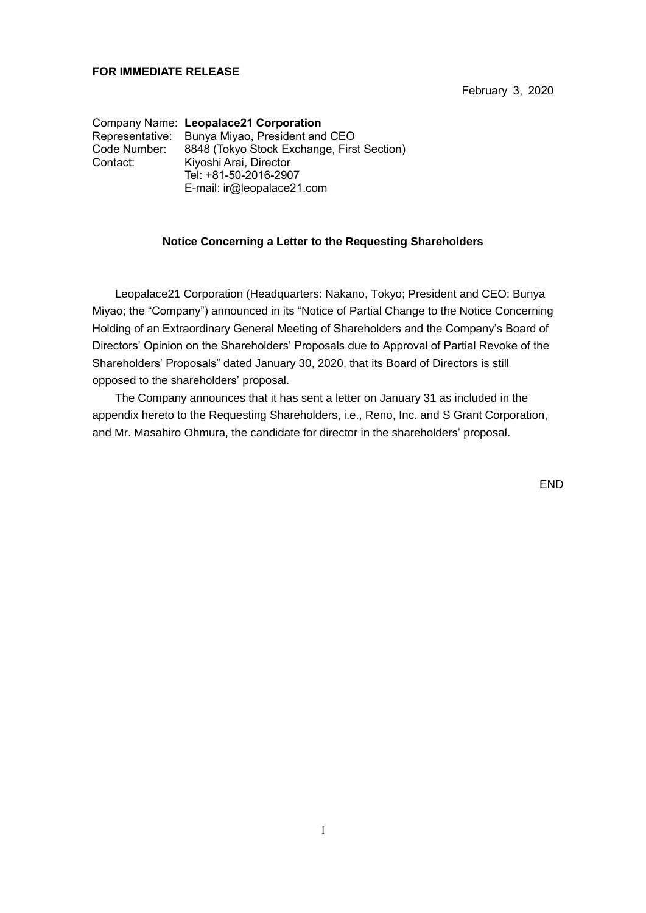**FOR IMMEDIATE RELEASE**

February 3, 2020

Company Name: **Leopalace21 Corporation**
Representative: Bunya Miyao, President and CEO
Code Number: 8848 (Tokyo Stock Exchange, First Section)
Contact: Kiyoshi Arai, Director
Tel: +81-50-2016-2907
E-mail: ir@leopalace21.com

**Notice Concerning a Letter to the Requesting Shareholders**

Leopalace21 Corporation (Headquarters: Nakano, Tokyo; President and CEO: Bunya Miyao; the "Company") announced in its "Notice of Partial Change to the Notice Concerning Holding of an Extraordinary General Meeting of Shareholders and the Company's Board of Directors' Opinion on the Shareholders' Proposals due to Approval of Partial Revoke of the Shareholders' Proposals" dated January 30, 2020, that its Board of Directors is still opposed to the shareholders' proposal.

The Company announces that it has sent a letter on January 31 as included in the appendix hereto to the Requesting Shareholders, i.e., Reno, Inc. and S Grant Corporation, and Mr. Masahiro Ohmura, the candidate for director in the shareholders' proposal.

END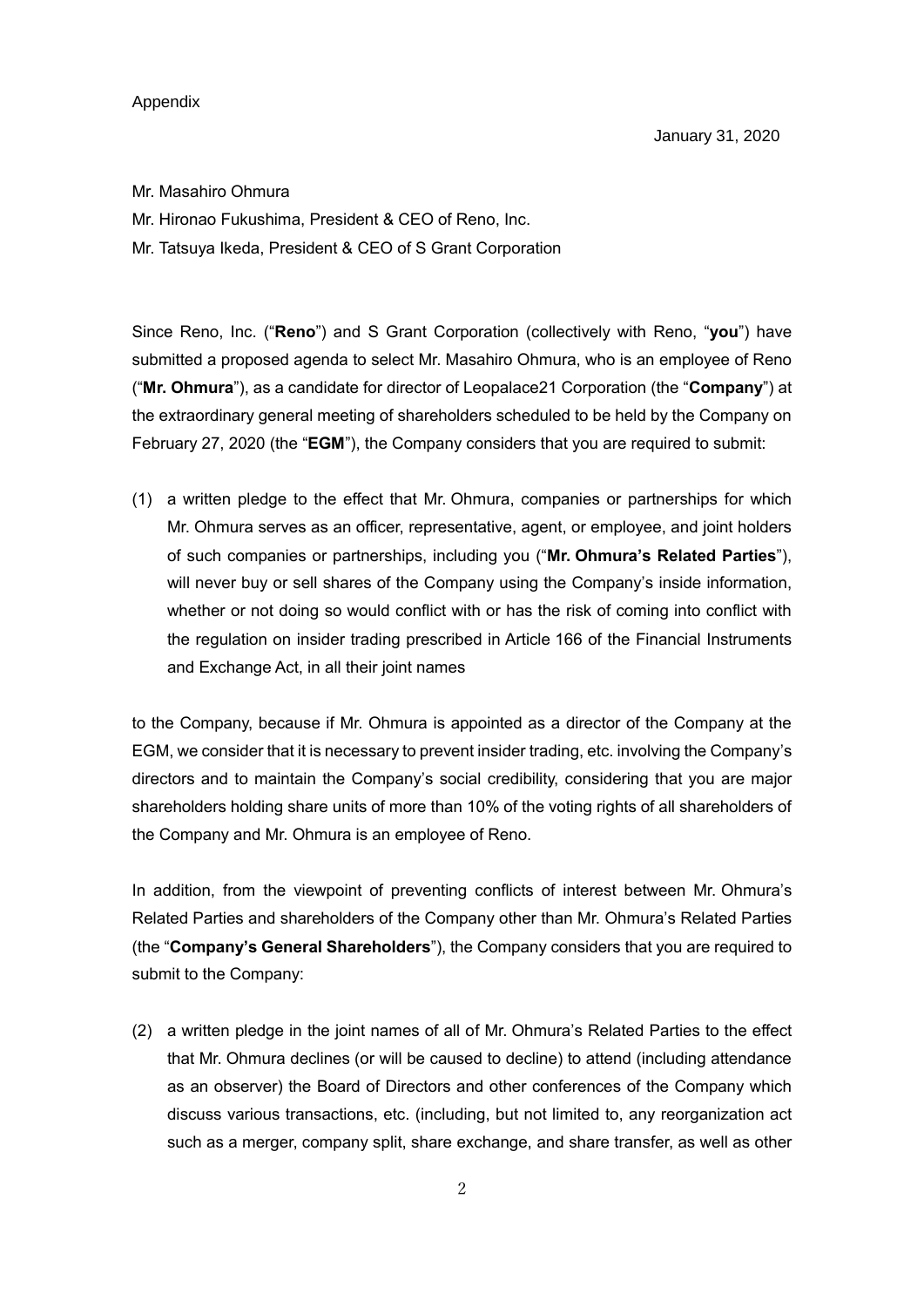Appendix

January 31, 2020

Mr. Masahiro Ohmura

Mr. Hironao Fukushima, President & CEO of Reno, Inc.

Mr. Tatsuya Ikeda, President & CEO of S Grant Corporation

Since Reno, Inc. ("**Reno**") and S Grant Corporation (collectively with Reno, "**you**") have submitted a proposed agenda to select Mr. Masahiro Ohmura, who is an employee of Reno ("**Mr. Ohmura**"), as a candidate for director of Leopalace21 Corporation (the "**Company**") at the extraordinary general meeting of shareholders scheduled to be held by the Company on February 27, 2020 (the "**EGM**"), the Company considers that you are required to submit:

(1) a written pledge to the effect that Mr. Ohmura, companies or partnerships for which Mr. Ohmura serves as an officer, representative, agent, or employee, and joint holders of such companies or partnerships, including you ("**Mr. Ohmura's Related Parties**"), will never buy or sell shares of the Company using the Company's inside information, whether or not doing so would conflict with or has the risk of coming into conflict with the regulation on insider trading prescribed in Article 166 of the Financial Instruments and Exchange Act, in all their joint names

to the Company, because if Mr. Ohmura is appointed as a director of the Company at the EGM, we consider that it is necessary to prevent insider trading, etc. involving the Company's directors and to maintain the Company's social credibility, considering that you are major shareholders holding share units of more than 10% of the voting rights of all shareholders of the Company and Mr. Ohmura is an employee of Reno.

In addition, from the viewpoint of preventing conflicts of interest between Mr. Ohmura's Related Parties and shareholders of the Company other than Mr. Ohmura's Related Parties (the "**Company's General Shareholders**"), the Company considers that you are required to submit to the Company:

(2) a written pledge in the joint names of all of Mr. Ohmura's Related Parties to the effect that Mr. Ohmura declines (or will be caused to decline) to attend (including attendance as an observer) the Board of Directors and other conferences of the Company which discuss various transactions, etc. (including, but not limited to, any reorganization act such as a merger, company split, share exchange, and share transfer, as well as other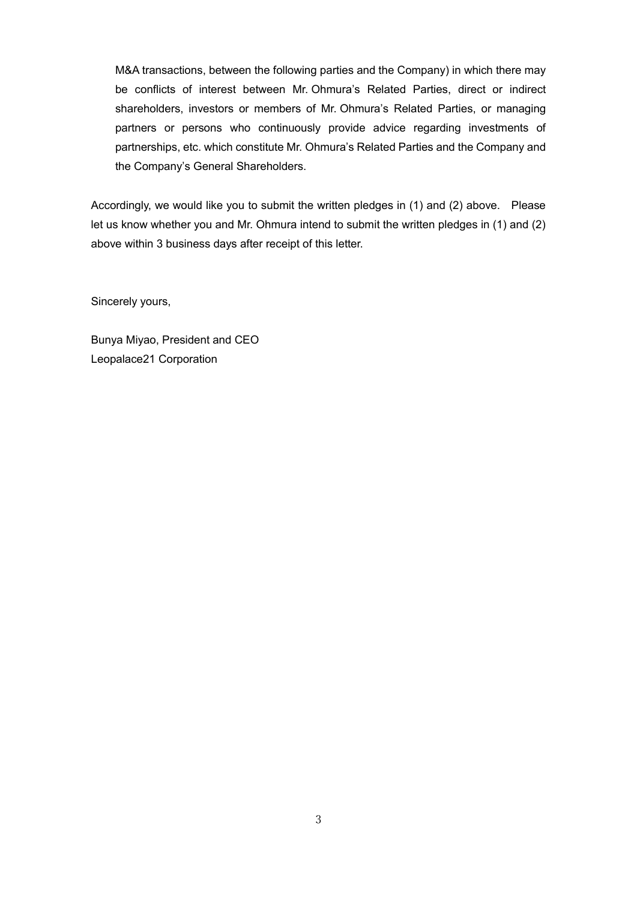M&A transactions, between the following parties and the Company) in which there may be conflicts of interest between Mr. Ohmura's Related Parties, direct or indirect shareholders, investors or members of Mr. Ohmura's Related Parties, or managing partners or persons who continuously provide advice regarding investments of partnerships, etc. which constitute Mr. Ohmura's Related Parties and the Company and the Company's General Shareholders.

Accordingly, we would like you to submit the written pledges in (1) and (2) above. Please let us know whether you and Mr. Ohmura intend to submit the written pledges in (1) and (2) above within 3 business days after receipt of this letter.

Sincerely yours,

Bunya Miyao, President and CEO
Leopalace21 Corporation